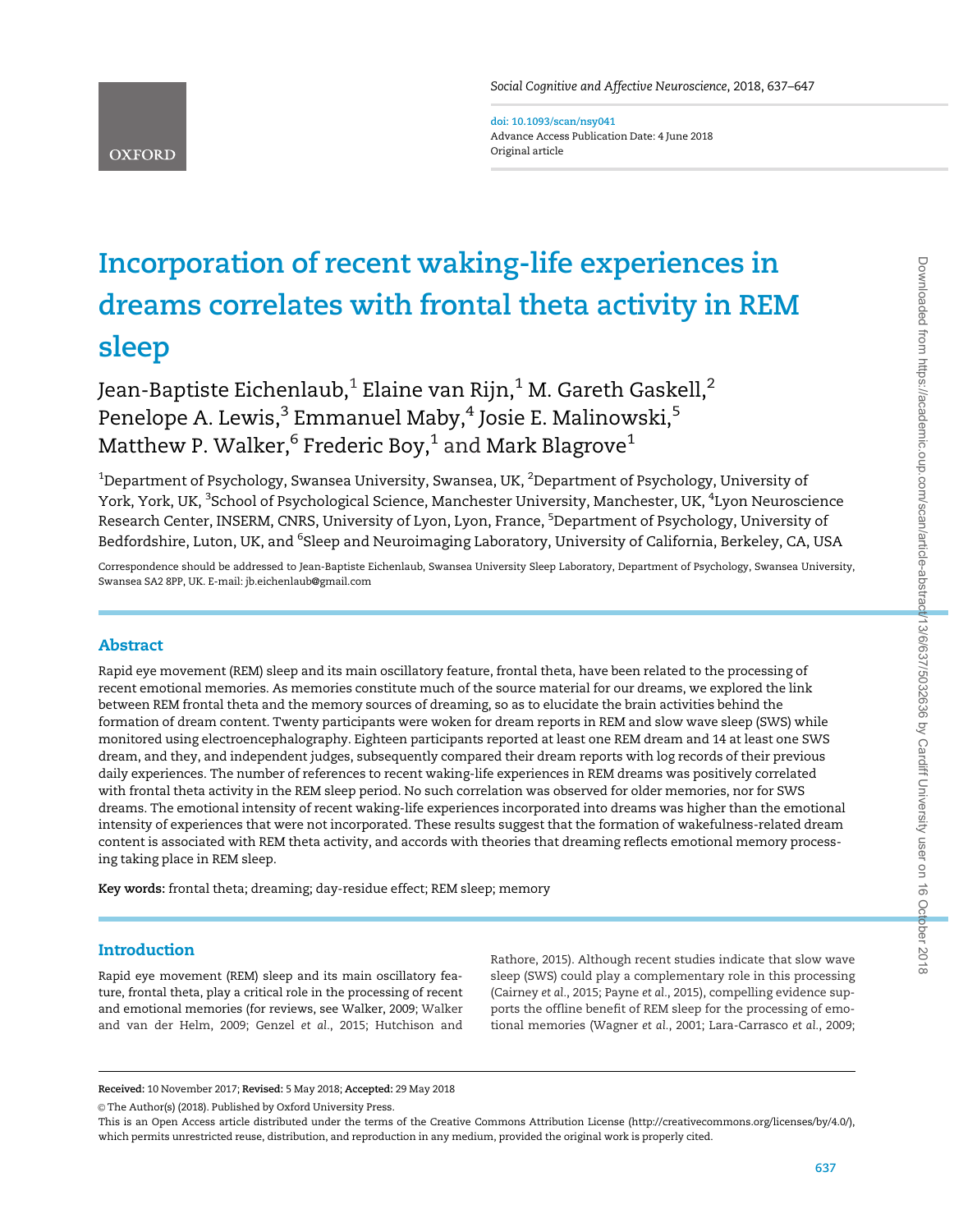doi: 10.1093/scan/nsy041
Advance Access Publication Date: 4 June 2018
Original article

# Incorporation of recent waking-life experiences in dreams correlates with frontal theta activity in REM sleep

Jean-Baptiste Eichenlaub,[1] Elaine van Rijn,[1] M. Gareth Gaskell,[2] Penelope A. Lewis,[3] Emmanuel Maby,[4] Josie E. Malinowski,[5] Matthew P. Walker,[6] Frederic Boy,[1] and Mark Blagrove[1]

[1]Department of Psychology, Swansea University, Swansea, UK, [2]Department of Psychology, University of York, York, UK, [3]School of Psychological Science, Manchester University, Manchester, UK, [4]Lyon Neuroscience Research Center, INSERM, CNRS, University of Lyon, Lyon, France, [5]Department of Psychology, University of Bedfordshire, Luton, UK, and [6]Sleep and Neuroimaging Laboratory, University of California, Berkeley, CA, USA

Correspondence should be addressed to Jean-Baptiste Eichenlaub, Swansea University Sleep Laboratory, Department of Psychology, Swansea University, Swansea SA2 8PP, UK. E-mail: jb.eichenlaub@gmail.com

## Abstract

Rapid eye movement (REM) sleep and its main oscillatory feature, frontal theta, have been related to the processing of recent emotional memories. As memories constitute much of the source material for our dreams, we explored the link between REM frontal theta and the memory sources of dreaming, so as to elucidate the brain activities behind the formation of dream content. Twenty participants were woken for dream reports in REM and slow wave sleep (SWS) while monitored using electroencephalography. Eighteen participants reported at least one REM dream and 14 at least one SWS dream, and they, and independent judges, subsequently compared their dream reports with log records of their previous daily experiences. The number of references to recent waking-life experiences in REM dreams was positively correlated with frontal theta activity in the REM sleep period. No such correlation was observed for older memories, nor for SWS dreams. The emotional intensity of recent waking-life experiences incorporated into dreams was higher than the emotional intensity of experiences that were not incorporated. These results suggest that the formation of wakefulness-related dream content is associated with REM theta activity, and accords with theories that dreaming reflects emotional memory processing taking place in REM sleep.

**Key words:** frontal theta; dreaming; day-residue effect; REM sleep; memory

## Introduction

Rapid eye movement (REM) sleep and its main oscillatory feature, frontal theta, play a critical role in the processing of recent and emotional memories (for reviews, see Walker, 2009; Walker and van der Helm, 2009; Genzel *et al.*, 2015; Hutchison and Rathore, 2015). Although recent studies indicate that slow wave sleep (SWS) could play a complementary role in this processing (Cairney *et al.*, 2015; Payne *et al.*, 2015), compelling evidence supports the offline benefit of REM sleep for the processing of emotional memories (Wagner *et al.*, 2001; Lara-Carrasco *et al.*, 2009;

**Received:** 10 November 2017; **Revised:** 5 May 2018; **Accepted:** 29 May 2018

© The Author(s) (2018). Published by Oxford University Press.

This is an Open Access article distributed under the terms of the Creative Commons Attribution License (http://creativecommons.org/licenses/by/4.0/), which permits unrestricted reuse, distribution, and reproduction in any medium, provided the original work is properly cited.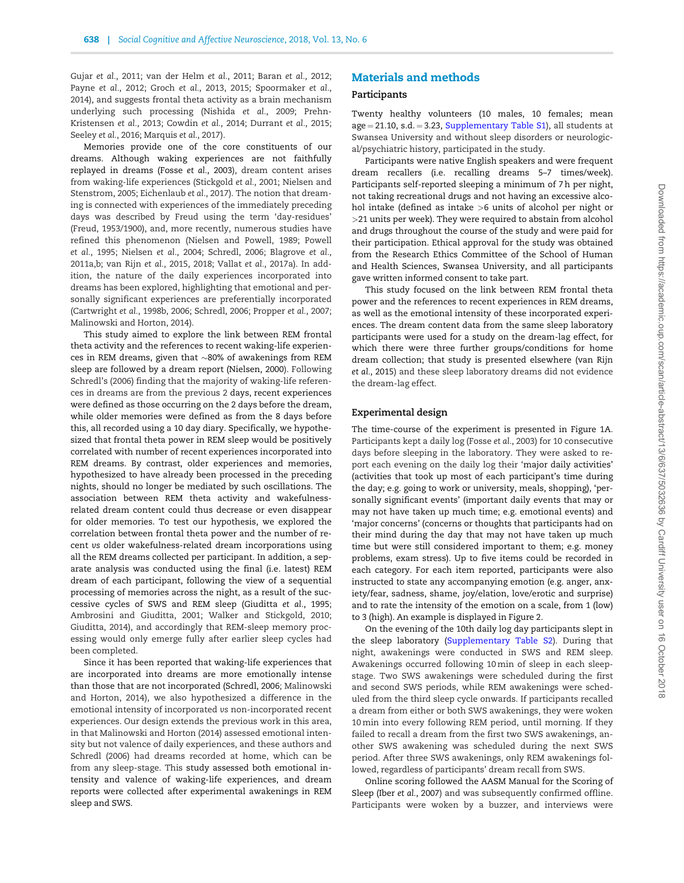Gujar *et al.*, 2011; van der Helm *et al.*, 2011; Baran *et al.*, 2012; Payne *et al.*, 2012; Groch *et al.*, 2013, 2015; Spoormaker *et al.*, 2014), and suggests frontal theta activity as a brain mechanism underlying such processing (Nishida *et al.*, 2009; Prehn-Kristensen *et al.*, 2013; Cowdin *et al.*, 2014; Durrant *et al.*, 2015; Seeley *et al.*, 2016; Marquis *et al.*, 2017).

Memories provide one of the core constituents of our dreams. Although waking experiences are not faithfully replayed in dreams (Fosse *et al.*, 2003), dream content arises from waking-life experiences (Stickgold *et al.*, 2001; Nielsen and Stenstrom, 2005; Eichenlaub *et al.*, 2017). The notion that dreaming is connected with experiences of the immediately preceding days was described by Freud using the term 'day-residues' (Freud, 1953/1900), and, more recently, numerous studies have refined this phenomenon (Nielsen and Powell, 1989; Powell *et al.*, 1995; Nielsen *et al.*, 2004; Schredl, 2006; Blagrove *et al.*, 2011a,b; van Rijn *et al.*, 2015, 2018; Vallat *et al.*, 2017a). In addition, the nature of the daily experiences incorporated into dreams has been explored, highlighting that emotional and personally significant experiences are preferentially incorporated (Cartwright *et al.*, 1998b, 2006; Schredl, 2006; Propper *et al.*, 2007; Malinowski and Horton, 2014).

This study aimed to explore the link between REM frontal theta activity and the references to recent waking-life experiences in REM dreams, given that ~80% of awakenings from REM sleep are followed by a dream report (Nielsen, 2000). Following Schredl's (2006) finding that the majority of waking-life references in dreams are from the previous 2 days, recent experiences were defined as those occurring on the 2 days before the dream, while older memories were defined as from the 8 days before this, all recorded using a 10 day diary. Specifically, we hypothesized that frontal theta power in REM sleep would be positively correlated with number of recent experiences incorporated into REM dreams. By contrast, older experiences and memories, hypothesized to have already been processed in the preceding nights, should no longer be mediated by such oscillations. The association between REM theta activity and wakefulness-related dream content could thus decrease or even disappear for older memories. To test our hypothesis, we explored the correlation between frontal theta power and the number of recent *vs* older wakefulness-related dream incorporations using all the REM dreams collected per participant. In addition, a separate analysis was conducted using the final (i.e. latest) REM dream of each participant, following the view of a sequential processing of memories across the night, as a result of the successive cycles of SWS and REM sleep (Giuditta *et al.*, 1995; Ambrosini and Giuditta, 2001; Walker and Stickgold, 2010; Giuditta, 2014), and accordingly that REM-sleep memory processing would only emerge fully after earlier sleep cycles had been completed.

Since it has been reported that waking-life experiences that are incorporated into dreams are more emotionally intense than those that are not incorporated (Schredl, 2006; Malinowski and Horton, 2014), we also hypothesized a difference in the emotional intensity of incorporated *vs* non-incorporated recent experiences. Our design extends the previous work in this area, in that Malinowski and Horton (2014) assessed emotional intensity but not valence of daily experiences, and these authors and Schredl (2006) had dreams recorded at home, which can be from any sleep-stage. This study assessed both emotional intensity and valence of waking-life experiences, and dream reports were collected after experimental awakenings in REM sleep and SWS.

## Materials and methods

### Participants

Twenty healthy volunteers (10 males, 10 females; mean age = 21.10, s.d. = 3.23, Supplementary Table S1), all students at Swansea University and without sleep disorders or neurological/psychiatric history, participated in the study.

Participants were native English speakers and were frequent dream recallers (i.e. recalling dreams 5–7 times/week). Participants self-reported sleeping a minimum of 7 h per night, not taking recreational drugs and not having an excessive alcohol intake (defined as intake >6 units of alcohol per night or >21 units per week). They were required to abstain from alcohol and drugs throughout the course of the study and were paid for their participation. Ethical approval for the study was obtained from the Research Ethics Committee of the School of Human and Health Sciences, Swansea University, and all participants gave written informed consent to take part.

This study focused on the link between REM frontal theta power and the references to recent experiences in REM dreams, as well as the emotional intensity of these incorporated experiences. The dream content data from the same sleep laboratory participants were used for a study on the dream-lag effect, for which there were three further groups/conditions for home dream collection; that study is presented elsewhere (van Rijn *et al.*, 2015) and these sleep laboratory dreams did not evidence the dream-lag effect.

### Experimental design

The time-course of the experiment is presented in Figure 1A. Participants kept a daily log (Fosse *et al.*, 2003) for 10 consecutive days before sleeping in the laboratory. They were asked to report each evening on the daily log their 'major daily activities' (activities that took up most of each participant's time during the day; e.g. going to work or university, meals, shopping), 'personally significant events' (important daily events that may or may not have taken up much time; e.g. emotional events) and 'major concerns' (concerns or thoughts that participants had on their mind during the day that may not have taken up much time but were still considered important to them; e.g. money problems, exam stress). Up to five items could be recorded in each category. For each item reported, participants were also instructed to state any accompanying emotion (e.g. anger, anxiety/fear, sadness, shame, joy/elation, love/erotic and surprise) and to rate the intensity of the emotion on a scale, from 1 (low) to 3 (high). An example is displayed in Figure 2.

On the evening of the 10th daily log day participants slept in the sleep laboratory (Supplementary Table S2). During that night, awakenings were conducted in SWS and REM sleep. Awakenings occurred following 10 min of sleep in each sleep-stage. Two SWS awakenings were scheduled during the first and second SWS periods, while REM awakenings were scheduled from the third sleep cycle onwards. If participants recalled a dream from either or both SWS awakenings, they were woken 10 min into every following REM period, until morning. If they failed to recall a dream from the first two SWS awakenings, another SWS awakening was scheduled during the next SWS period. After three SWS awakenings, only REM awakenings followed, regardless of participants' dream recall from SWS.

Online scoring followed the AASM Manual for the Scoring of Sleep (Iber *et al.*, 2007) and was subsequently confirmed offline. Participants were woken by a buzzer, and interviews were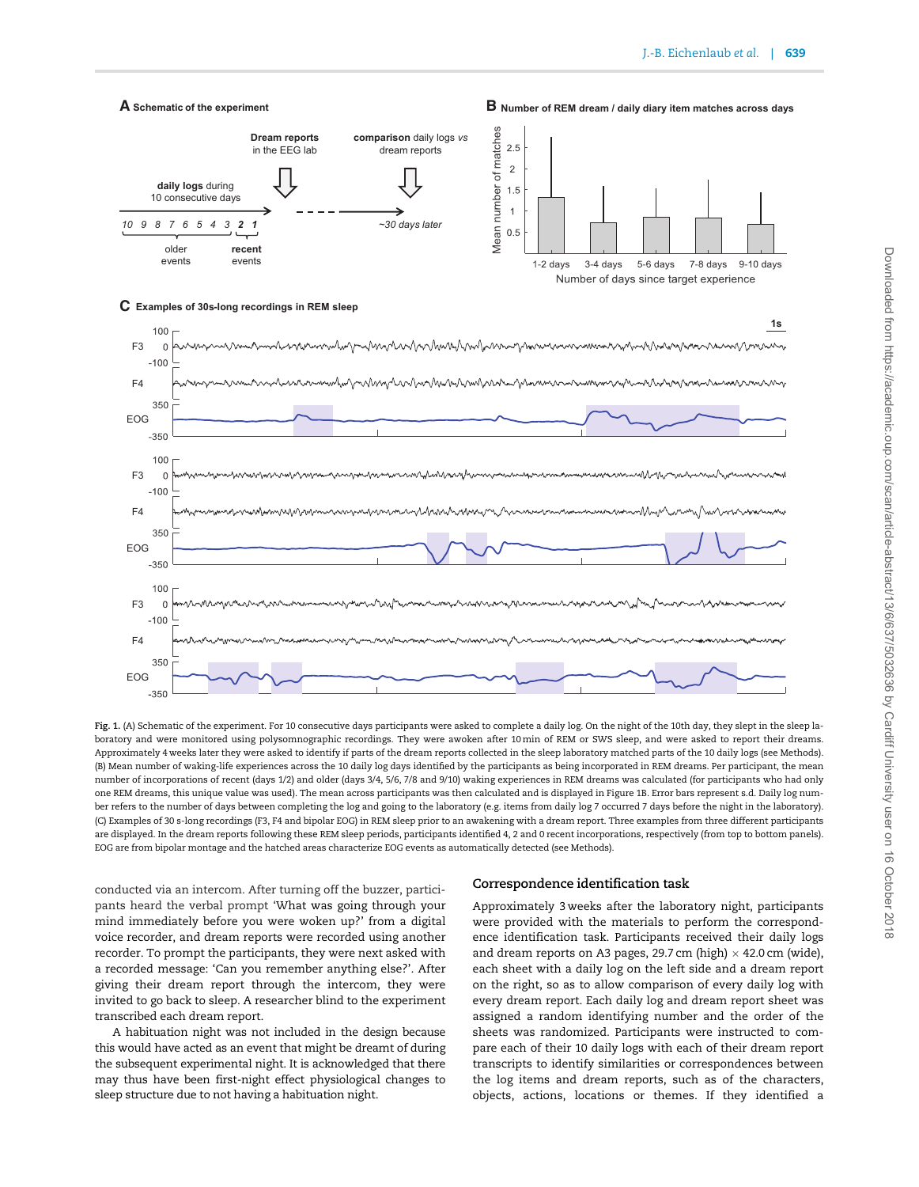Fig. 1. (A) Schematic of the experiment. For 10 consecutive days participants were asked to complete a daily log. On the night of the 10th day, they slept in the sleep laboratory and were monitored using polysomnographic recordings. They were awoken after 10 min of REM or SWS sleep, and were asked to report their dreams. Approximately 4 weeks later they were asked to identify if parts of the dream reports collected in the sleep laboratory matched parts of the 10 daily logs (see Methods). (B) Mean number of waking-life experiences across the 10 daily log days identified by the participants as being incorporated in REM dreams. Per participant, the mean number of incorporations of recent (days 1/2) and older (days 3/4, 5/6, 7/8 and 9/10) waking experiences in REM dreams was calculated (for participants who had only one REM dreams, this unique value was used). The mean across participants was then calculated and is displayed in Figure 1B. Error bars represent s.d. Daily log number refers to the number of days between completing the log and going to the laboratory (e.g. items from daily log 7 occurred 7 days before the night in the laboratory). (C) Examples of 30 s-long recordings (F3, F4 and bipolar EOG) in REM sleep prior to an awakening with a dream report. Three examples from three different participants are displayed. In the dream reports following these REM sleep periods, participants identified 4, 2 and 0 recent incorporations, respectively (from top to bottom panels). EOG are from bipolar montage and the hatched areas characterize EOG events as automatically detected (see Methods).

conducted via an intercom. After turning off the buzzer, participants heard the verbal prompt 'What was going through your mind immediately before you were woken up?' from a digital voice recorder, and dream reports were recorded using another recorder. To prompt the participants, they were next asked with a recorded message: 'Can you remember anything else?'. After giving their dream report through the intercom, they were invited to go back to sleep. A researcher blind to the experiment transcribed each dream report.

A habituation night was not included in the design because this would have acted as an event that might be dreamt of during the subsequent experimental night. It is acknowledged that there may thus have been first-night effect physiological changes to sleep structure due to not having a habituation night.

### Correspondence identification task

Approximately 3 weeks after the laboratory night, participants were provided with the materials to perform the correspondence identification task. Participants received their daily logs and dream reports on A3 pages, 29.7 cm (high) × 42.0 cm (wide), each sheet with a daily log on the left side and a dream report on the right, so as to allow comparison of every daily log with every dream report. Each daily log and dream report sheet was assigned a random identifying number and the order of the sheets was randomized. Participants were instructed to compare each of their 10 daily logs with each of their dream report transcripts to identify similarities or correspondences between the log items and dream reports, such as of the characters, objects, actions, locations or themes. If they identified a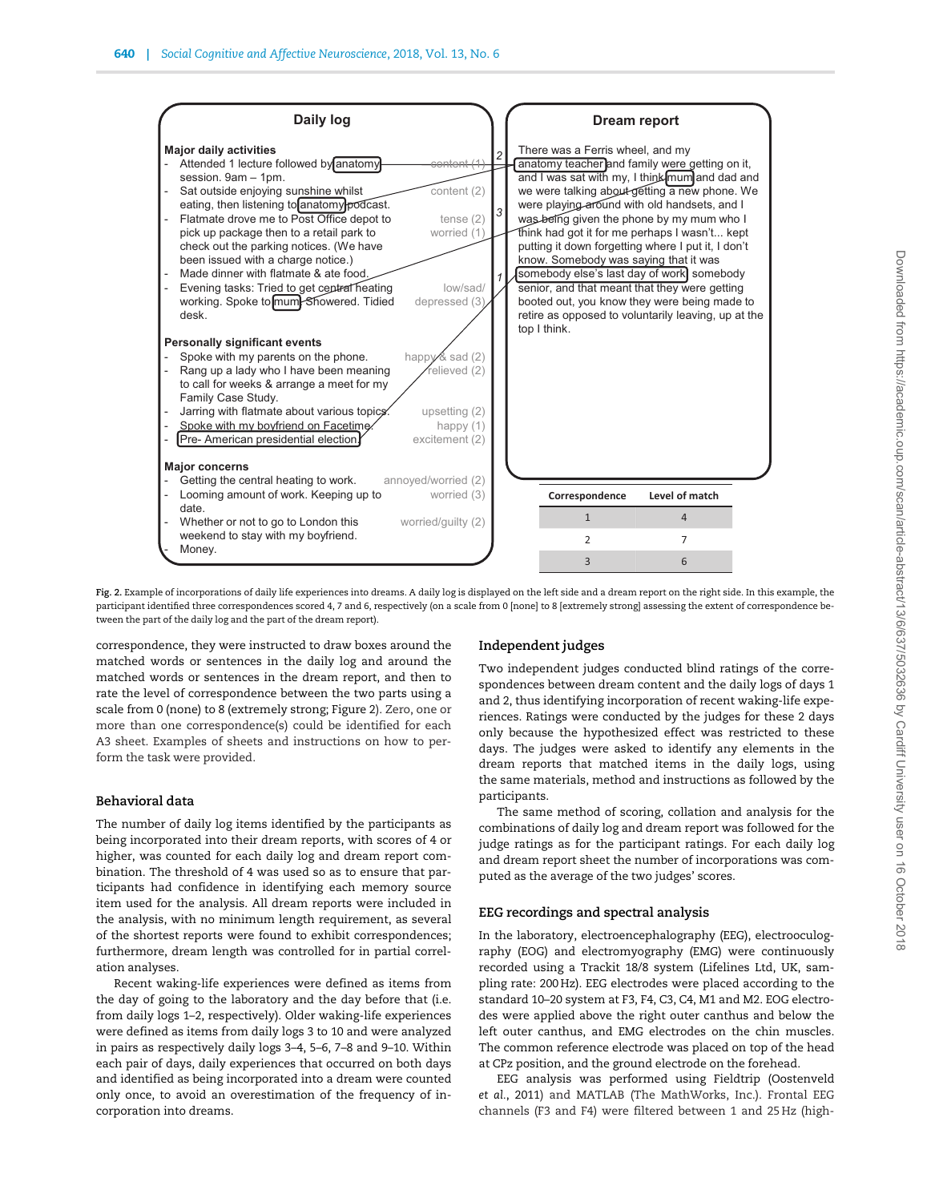**Daily log**

**Major daily activities**
- Attended 1 lecture followed by anatomy session. 9am – 1pm. — content (1)
- Sat outside enjoying sunshine whilst eating, then listening to anatomy podcast. — content (2)
- Flatmate drove me to Post Office depot to pick up package then to a retail park to check out the parking notices. (We have been issued with a charge notice.) — tense (2), worried (1)
- Made dinner with flatmate & ate food.
- Evening tasks: Tried to get central heating working. Spoke to mum. Showered. Tidied desk. — low/sad/depressed (3)

**Personally significant events**
- Spoke with my parents on the phone. — happy & sad (2)
- Rang up a lady who I have been meaning to call for weeks & arrange a meet for my Family Case Study. — relieved (2)
- Jarring with flatmate about various topics. — upsetting (2)
- Spoke with my boyfriend on Facetime. — happy (1)
- Pre- American presidential election. — excitement (2)

**Major concerns**
- Getting the central heating to work. — annoyed/worried (2)
- Looming amount of work. Keeping up to date. — worried (3)
- Whether or not to go to London this weekend to stay with my boyfriend. — worried/guilty (2)
- Money.

**Dream report**

There was a Ferris wheel, and my anatomy teacher and family were getting on it, and I was sat with my, I think mum and dad and we were talking about getting a new phone. We were playing around with old handsets, and I was being given the phone by my mum who I think had got it for me perhaps I wasn't... kept putting it down forgetting where I put it, I don't know. Somebody was saying that it was somebody else's last day of work, somebody senior, and that meant that they were getting booted out, you know they were being made to retire as opposed to voluntarily leaving, up at the top I think.

| Correspondence | Level of match |
|---|---|
| 1 | 4 |
| 2 | 7 |
| 3 | 6 |

**Fig. 2.** Example of incorporations of daily life experiences into dreams. A daily log is displayed on the left side and a dream report on the right side. In this example, the participant identified three correspondences scored 4, 7 and 6, respectively (on a scale from 0 [none] to 8 [extremely strong] assessing the extent of correspondence between the part of the daily log and the part of the dream report).

correspondence, they were instructed to draw boxes around the matched words or sentences in the daily log and around the matched words or sentences in the dream report, and then to rate the level of correspondence between the two parts using a scale from 0 (none) to 8 (extremely strong; Figure 2). Zero, one or more than one correspondence(s) could be identified for each A3 sheet. Examples of sheets and instructions on how to perform the task were provided.

### Behavioral data

The number of daily log items identified by the participants as being incorporated into their dream reports, with scores of 4 or higher, was counted for each daily log and dream report combination. The threshold of 4 was used so as to ensure that participants had confidence in identifying each memory source item used for the analysis. All dream reports were included in the analysis, with no minimum length requirement, as several of the shortest reports were found to exhibit correspondences; furthermore, dream length was controlled for in partial correlation analyses.

Recent waking-life experiences were defined as items from the day of going to the laboratory and the day before that (i.e. from daily logs 1–2, respectively). Older waking-life experiences were defined as items from daily logs 3 to 10 and were analyzed in pairs as respectively daily logs 3–4, 5–6, 7–8 and 9–10. Within each pair of days, daily experiences that occurred on both days and identified as being incorporated into a dream were counted only once, to avoid an overestimation of the frequency of incorporation into dreams.

### Independent judges

Two independent judges conducted blind ratings of the correspondences between dream content and the daily logs of days 1 and 2, thus identifying incorporation of recent waking-life experiences. Ratings were conducted by the judges for these 2 days only because the hypothesized effect was restricted to these days. The judges were asked to identify any elements in the dream reports that matched items in the daily logs, using the same materials, method and instructions as followed by the participants.

The same method of scoring, collation and analysis for the combinations of daily log and dream report was followed for the judge ratings as for the participant ratings. For each daily log and dream report sheet the number of incorporations was computed as the average of the two judges' scores.

### EEG recordings and spectral analysis

In the laboratory, electroencephalography (EEG), electrooculography (EOG) and electromyography (EMG) were continuously recorded using a Trackit 18/8 system (Lifelines Ltd, UK, sampling rate: 200 Hz). EEG electrodes were placed according to the standard 10–20 system at F3, F4, C3, C4, M1 and M2. EOG electrodes were applied above the right outer canthus and below the left outer canthus, and EMG electrodes on the chin muscles. The common reference electrode was placed on top of the head at CPz position, and the ground electrode on the forehead.

EEG analysis was performed using Fieldtrip (Oostenveld *et al.*, 2011) and MATLAB (The MathWorks, Inc.). Frontal EEG channels (F3 and F4) were filtered between 1 and 25 Hz (high-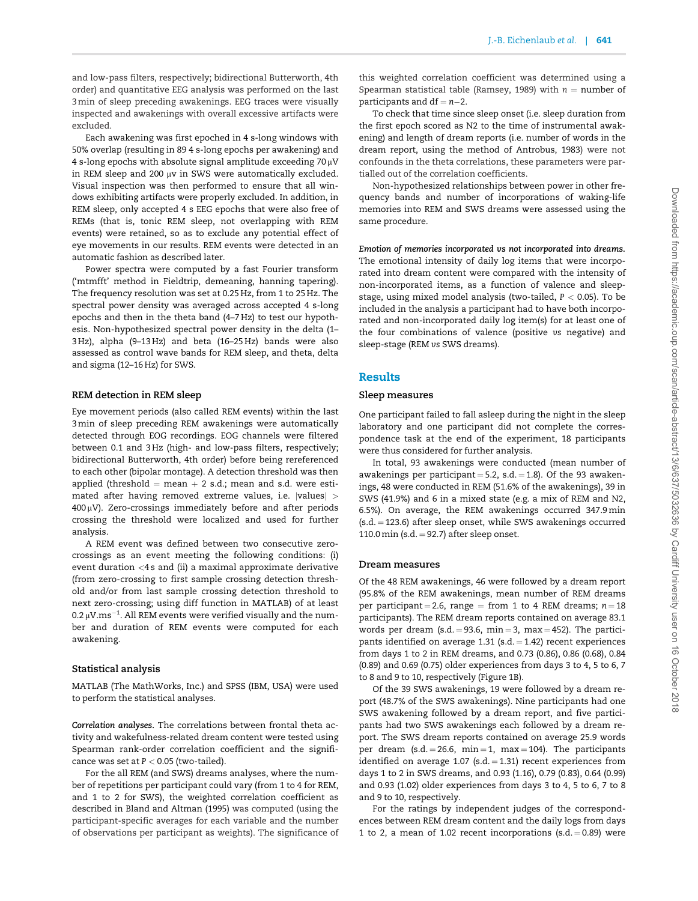and low-pass filters, respectively; bidirectional Butterworth, 4th order) and quantitative EEG analysis was performed on the last 3 min of sleep preceding awakenings. EEG traces were visually inspected and awakenings with overall excessive artifacts were excluded.

Each awakening was first epoched in 4 s-long windows with 50% overlap (resulting in 89 4 s-long epochs per awakening) and 4 s-long epochs with absolute signal amplitude exceeding 70 μV in REM sleep and 200 μv in SWS were automatically excluded. Visual inspection was then performed to ensure that all windows exhibiting artifacts were properly excluded. In addition, in REM sleep, only accepted 4 s EEG epochs that were also free of REMs (that is, tonic REM sleep, not overlapping with REM events) were retained, so as to exclude any potential effect of eye movements in our results. REM events were detected in an automatic fashion as described later.

Power spectra were computed by a fast Fourier transform ('mtmfft' method in Fieldtrip, demeaning, hanning tapering). The frequency resolution was set at 0.25 Hz, from 1 to 25 Hz. The spectral power density was averaged across accepted 4 s-long epochs and then in the theta band (4–7 Hz) to test our hypothesis. Non-hypothesized spectral power density in the delta (1–3 Hz), alpha (9–13 Hz) and beta (16–25 Hz) bands were also assessed as control wave bands for REM sleep, and theta, delta and sigma (12–16 Hz) for SWS.

### REM detection in REM sleep

Eye movement periods (also called REM events) within the last 3 min of sleep preceding REM awakenings were automatically detected through EOG recordings. EOG channels were filtered between 0.1 and 3 Hz (high- and low-pass filters, respectively; bidirectional Butterworth, 4th order) before being rereferenced to each other (bipolar montage). A detection threshold was then applied (threshold = mean + 2 s.d.; mean and s.d. were estimated after having removed extreme values, i.e. $|\text{values}| > 400\,\mu V$). Zero-crossings immediately before and after periods crossing the threshold were localized and used for further analysis.

A REM event was defined between two consecutive zero-crossings as an event meeting the following conditions: (i) event duration <4 s and (ii) a maximal approximate derivative (from zero-crossing to first sample crossing detection threshold and/or from last sample crossing detection threshold to next zero-crossing; using diff function in MATLAB) of at least $0.2\,\mu V.ms^{-1}$. All REM events were verified visually and the number and duration of REM events were computed for each awakening.

### Statistical analysis

MATLAB (The MathWorks, Inc.) and SPSS (IBM, USA) were used to perform the statistical analyses.

***Correlation analyses.*** The correlations between frontal theta activity and wakefulness-related dream content were tested using Spearman rank-order correlation coefficient and the significance was set at $P < 0.05$ (two-tailed).

For the all REM (and SWS) dreams analyses, where the number of repetitions per participant could vary (from 1 to 4 for REM, and 1 to 2 for SWS), the weighted correlation coefficient as described in Bland and Altman (1995) was computed (using the participant-specific averages for each variable and the number of observations per participant as weights). The significance of this weighted correlation coefficient was determined using a Spearman statistical table (Ramsey, 1989) with $n$ = number of participants and df = $n$−2.

To check that time since sleep onset (i.e. sleep duration from the first epoch scored as N2 to the time of instrumental awakening) and length of dream reports (i.e. number of words in the dream report, using the method of Antrobus, 1983) were not confounds in the theta correlations, these parameters were partialled out of the correlation coefficients.

Non-hypothesized relationships between power in other frequency bands and number of incorporations of waking-life memories into REM and SWS dreams were assessed using the same procedure.

***Emotion of memories incorporated vs not incorporated into dreams.*** The emotional intensity of daily log items that were incorporated into dream content were compared with the intensity of non-incorporated items, as a function of valence and sleep-stage, using mixed model analysis (two-tailed, $P < 0.05$). To be included in the analysis a participant had to have both incorporated and non-incorporated daily log item(s) for at least one of the four combinations of valence (positive *vs* negative) and sleep-stage (REM *vs* SWS dreams).

## Results

### Sleep measures

One participant failed to fall asleep during the night in the sleep laboratory and one participant did not complete the correspondence task at the end of the experiment, 18 participants were thus considered for further analysis.

In total, 93 awakenings were conducted (mean number of awakenings per participant = 5.2, s.d. = 1.8). Of the 93 awakenings, 48 were conducted in REM (51.6% of the awakenings), 39 in SWS (41.9%) and 6 in a mixed state (e.g. a mix of REM and N2, 6.5%). On average, the REM awakenings occurred 347.9 min (s.d. = 123.6) after sleep onset, while SWS awakenings occurred 110.0 min (s.d. = 92.7) after sleep onset.

### Dream measures

Of the 48 REM awakenings, 46 were followed by a dream report (95.8% of the REM awakenings, mean number of REM dreams per participant = 2.6, range = from 1 to 4 REM dreams; $n$ = 18 participants). The REM dream reports contained on average 83.1 words per dream (s.d. = 93.6, min = 3, max = 452). The participants identified on average 1.31 (s.d. = 1.42) recent experiences from days 1 to 2 in REM dreams, and 0.73 (0.86), 0.86 (0.68), 0.84 (0.89) and 0.69 (0.75) older experiences from days 3 to 4, 5 to 6, 7 to 8 and 9 to 10, respectively (Figure 1B).

Of the 39 SWS awakenings, 19 were followed by a dream report (48.7% of the SWS awakenings). Nine participants had one SWS awakening followed by a dream report, and five participants had two SWS awakenings each followed by a dream report. The SWS dream reports contained on average 25.9 words per dream (s.d. = 26.6, min = 1, max = 104). The participants identified on average 1.07 (s.d. = 1.31) recent experiences from days 1 to 2 in SWS dreams, and 0.93 (1.16), 0.79 (0.83), 0.64 (0.99) and 0.93 (1.02) older experiences from days 3 to 4, 5 to 6, 7 to 8 and 9 to 10, respectively.

For the ratings by independent judges of the correspondences between REM dream content and the daily logs from days 1 to 2, a mean of 1.02 recent incorporations (s.d. = 0.89) were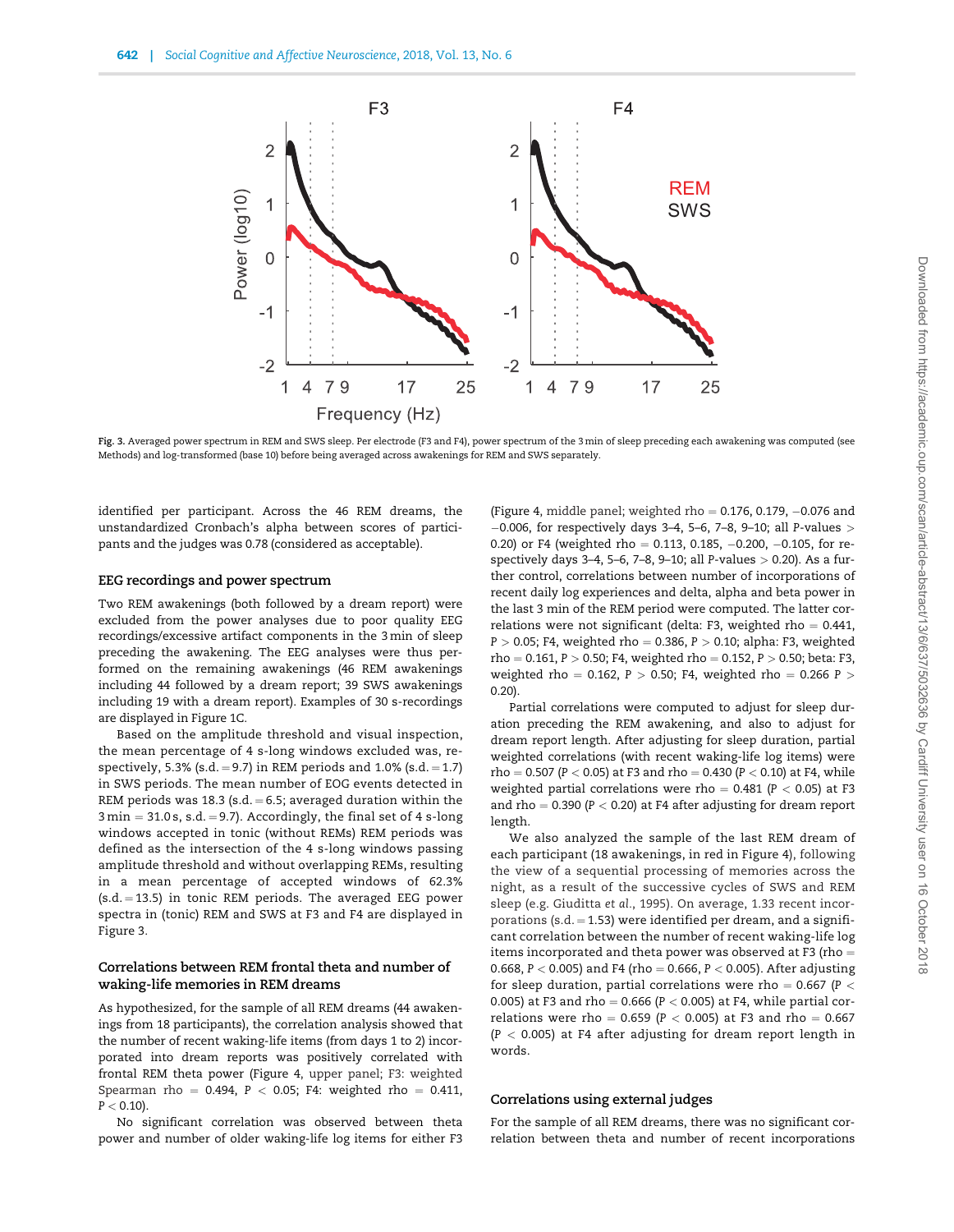Fig. 3. Averaged power spectrum in REM and SWS sleep. Per electrode (F3 and F4), power spectrum of the 3 min of sleep preceding each awakening was computed (see Methods) and log-transformed (base 10) before being averaged across awakenings for REM and SWS separately.

identified per participant. Across the 46 REM dreams, the unstandardized Cronbach's alpha between scores of participants and the judges was 0.78 (considered as acceptable).

### EEG recordings and power spectrum

Two REM awakenings (both followed by a dream report) were excluded from the power analyses due to poor quality EEG recordings/excessive artifact components in the 3 min of sleep preceding the awakening. The EEG analyses were thus performed on the remaining awakenings (46 REM awakenings including 44 followed by a dream report; 39 SWS awakenings including 19 with a dream report). Examples of 30 s-recordings are displayed in Figure 1C.

Based on the amplitude threshold and visual inspection, the mean percentage of 4 s-long windows excluded was, respectively, 5.3% (s.d. = 9.7) in REM periods and 1.0% (s.d. = 1.7) in SWS periods. The mean number of EOG events detected in REM periods was 18.3 (s.d. = 6.5; averaged duration within the 3 min = 31.0 s, s.d. = 9.7). Accordingly, the final set of 4 s-long windows accepted in tonic (without REMs) REM periods was defined as the intersection of the 4 s-long windows passing amplitude threshold and without overlapping REMs, resulting in a mean percentage of accepted windows of 62.3% (s.d. = 13.5) in tonic REM periods. The averaged EEG power spectra in (tonic) REM and SWS at F3 and F4 are displayed in Figure 3.

### Correlations between REM frontal theta and number of waking-life memories in REM dreams

As hypothesized, for the sample of all REM dreams (44 awakenings from 18 participants), the correlation analysis showed that the number of recent waking-life items (from days 1 to 2) incorporated into dream reports was positively correlated with frontal REM theta power (Figure 4, upper panel; F3: weighted Spearman rho = 0.494, $P < 0.05$; F4: weighted rho = 0.411, $P < 0.10$).

No significant correlation was observed between theta power and number of older waking-life log items for either F3 (Figure 4, middle panel; weighted rho = 0.176, 0.179, −0.076 and −0.006, for respectively days 3–4, 5–6, 7–8, 9–10; all P-values > 0.20) or F4 (weighted rho = 0.113, 0.185, −0.200, −0.105, for respectively days 3–4, 5–6, 7–8, 9–10; all P-values > 0.20). As a further control, correlations between number of incorporations of recent daily log experiences and delta, alpha and beta power in the last 3 min of the REM period were computed. The latter correlations were not significant (delta: F3, weighted rho = 0.441, $P > 0.05$; F4, weighted rho = 0.386, $P > 0.10$; alpha: F3, weighted rho = 0.161, $P > 0.50$; F4, weighted rho = 0.152, $P > 0.50$; beta: F3, weighted rho = 0.162, $P > 0.50$; F4, weighted rho = 0.266 $P > 0.20$).

Partial correlations were computed to adjust for sleep duration preceding the REM awakening, and also to adjust for dream report length. After adjusting for sleep duration, partial weighted correlations (with recent waking-life log items) were rho = 0.507 ($P < 0.05$) at F3 and rho = 0.430 ($P < 0.10$) at F4, while weighted partial correlations were rho = 0.481 ($P < 0.05$) at F3 and rho = 0.390 ($P < 0.20$) at F4 after adjusting for dream report length.

We also analyzed the sample of the last REM dream of each participant (18 awakenings, in red in Figure 4), following the view of a sequential processing of memories across the night, as a result of the successive cycles of SWS and REM sleep (e.g. Giuditta *et al.*, 1995). On average, 1.33 recent incorporations (s.d. = 1.53) were identified per dream, and a significant correlation between the number of recent waking-life log items incorporated and theta power was observed at F3 (rho = 0.668, $P < 0.005$) and F4 (rho = 0.666, $P < 0.005$). After adjusting for sleep duration, partial correlations were rho = 0.667 ($P < 0.005$) at F3 and rho = 0.666 ($P < 0.005$) at F4, while partial correlations were rho = 0.659 ($P < 0.005$) at F3 and rho = 0.667 ($P < 0.005$) at F4 after adjusting for dream report length in words.

### Correlations using external judges

For the sample of all REM dreams, there was no significant correlation between theta and number of recent incorporations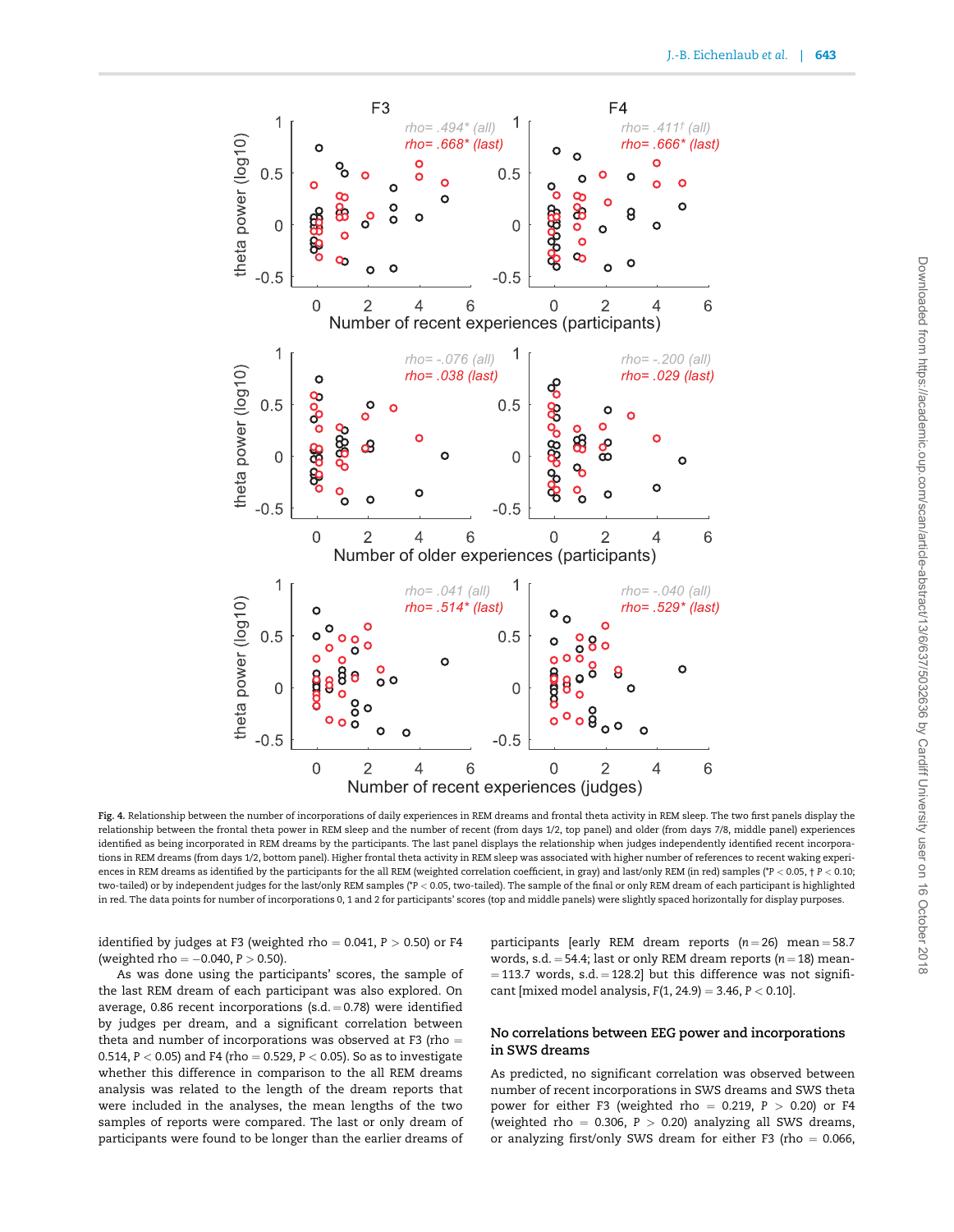Fig. 4. Relationship between the number of incorporations of daily experiences in REM dreams and frontal theta activity in REM sleep. The two first panels display the relationship between the frontal theta power in REM sleep and the number of recent (from days 1/2, top panel) and older (from days 7/8, middle panel) experiences identified as being incorporated in REM dreams by the participants. The last panel displays the relationship when judges independently identified recent incorporations in REM dreams (from days 1/2, bottom panel). Higher frontal theta activity in REM sleep was associated with higher number of references to recent waking experiences in REM dreams as identified by the participants for the all REM (weighted correlation coefficient, in gray) and last/only REM (in red) samples (*P < 0.05, † P < 0.10; two-tailed) or by independent judges for the last/only REM samples (*P < 0.05, two-tailed). The sample of the final or only REM dream of each participant is highlighted in red. The data points for number of incorporations 0, 1 and 2 for participants' scores (top and middle panels) were slightly spaced horizontally for display purposes.

identified by judges at F3 (weighted rho = 0.041, $P > 0.50$) or F4 (weighted rho = −0.040, $P > 0.50$).

As was done using the participants' scores, the sample of the last REM dream of each participant was also explored. On average, 0.86 recent incorporations (s.d. = 0.78) were identified by judges per dream, and a significant correlation between theta and number of incorporations was observed at F3 (rho = 0.514, $P < 0.05$) and F4 (rho = 0.529, $P < 0.05$). So as to investigate whether this difference in comparison to the all REM dreams analysis was related to the length of the dream reports that were included in the analyses, the mean lengths of the two samples of reports were compared. The last or only dream of participants were found to be longer than the earlier dreams of participants [early REM dream reports ($n = 26$) mean = 58.7 words, s.d. = 54.4; last or only REM dream reports ($n = 18$) mean = 113.7 words, s.d. = 128.2] but this difference was not significant [mixed model analysis, $F(1, 24.9) = 3.46$, $P < 0.10$].

## No correlations between EEG power and incorporations in SWS dreams

As predicted, no significant correlation was observed between number of recent incorporations in SWS dreams and SWS theta power for either F3 (weighted rho = 0.219, $P > 0.20$) or F4 (weighted rho = 0.306, $P > 0.20$) analyzing all SWS dreams, or analyzing first/only SWS dream for either F3 (rho = 0.066,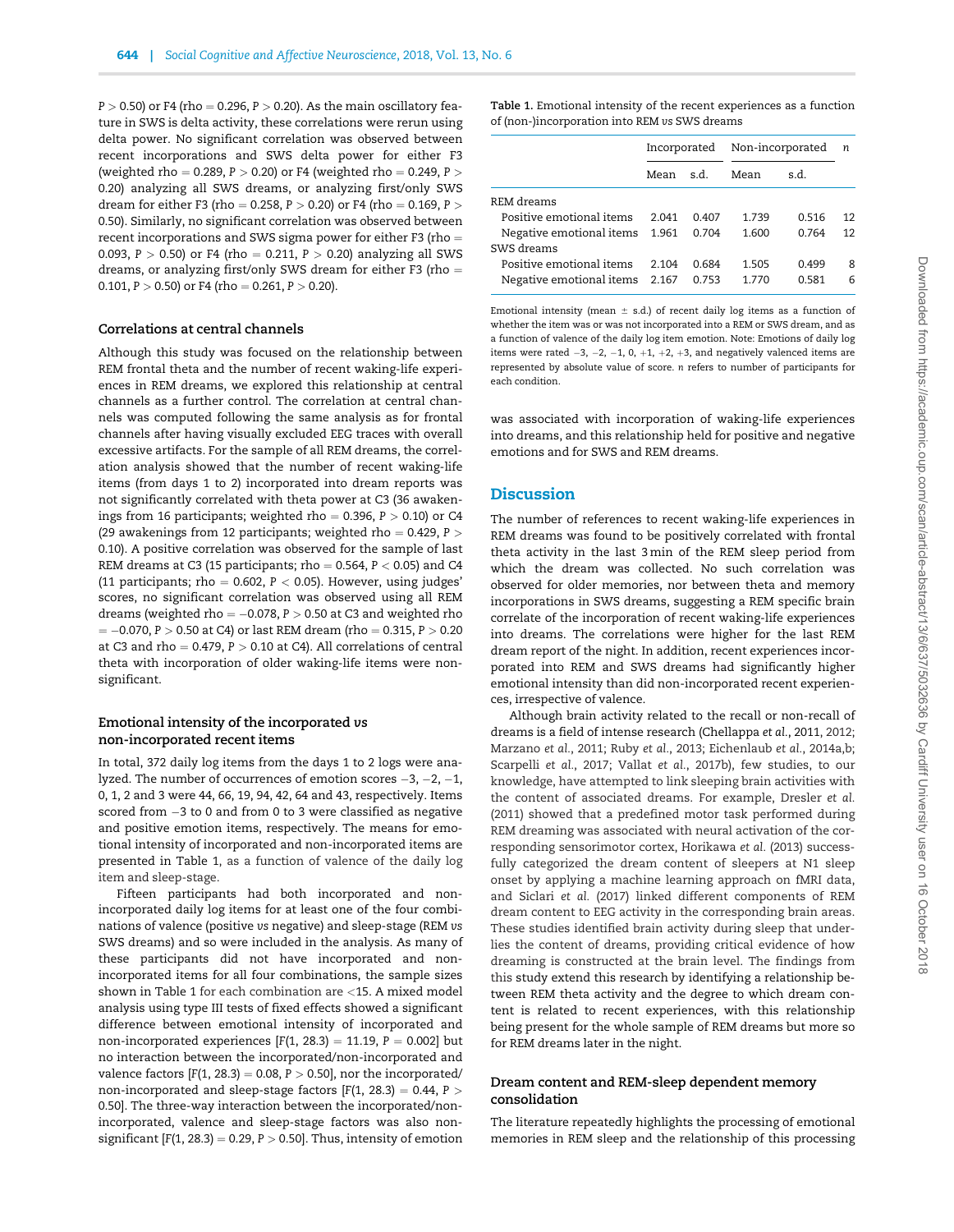$P > 0.50$) or F4 (rho = 0.296, $P > 0.20$). As the main oscillatory feature in SWS is delta activity, these correlations were rerun using delta power. No significant correlation was observed between recent incorporations and SWS delta power for either F3 (weighted rho = 0.289, $P > 0.20$) or F4 (weighted rho = 0.249, $P > 0.20$) analyzing all SWS dreams, or analyzing first/only SWS dream for either F3 (rho = 0.258, $P > 0.20$) or F4 (rho = 0.169, $P > 0.50$). Similarly, no significant correlation was observed between recent incorporations and SWS sigma power for either F3 (rho = 0.093, $P > 0.50$) or F4 (rho = 0.211, $P > 0.20$) analyzing all SWS dreams, or analyzing first/only SWS dream for either F3 (rho = 0.101, $P > 0.50$) or F4 (rho = 0.261, $P > 0.20$).

### Correlations at central channels

Although this study was focused on the relationship between REM frontal theta and the number of recent waking-life experiences in REM dreams, we explored this relationship at central channels as a further control. The correlation at central channels was computed following the same analysis as for frontal channels after having visually excluded EEG traces with overall excessive artifacts. For the sample of all REM dreams, the correlation analysis showed that the number of recent waking-life items (from days 1 to 2) incorporated into dream reports was not significantly correlated with theta power at C3 (36 awakenings from 16 participants; weighted rho = 0.396, $P > 0.10$) or C4 (29 awakenings from 12 participants; weighted rho = 0.429, $P > 0.10$). A positive correlation was observed for the sample of last REM dreams at C3 (15 participants; rho = 0.564, $P < 0.05$) and C4 (11 participants; rho = 0.602, $P < 0.05$). However, using judges' scores, no significant correlation was observed using all REM dreams (weighted rho = −0.078, $P > 0.50$ at C3 and weighted rho = −0.070, $P > 0.50$ at C4) or last REM dream (rho = 0.315, $P > 0.20$ at C3 and rho = 0.479, $P > 0.10$ at C4). All correlations of central theta with incorporation of older waking-life items were non-significant.

### Emotional intensity of the incorporated *vs* non-incorporated recent items

In total, 372 daily log items from the days 1 to 2 logs were analyzed. The number of occurrences of emotion scores −3, −2, −1, 0, 1, 2 and 3 were 44, 66, 19, 94, 42, 64 and 43, respectively. Items scored from −3 to 0 and from 0 to 3 were classified as negative and positive emotion items, respectively. The means for emotional intensity of incorporated and non-incorporated items are presented in Table 1, as a function of valence of the daily log item and sleep-stage.

Fifteen participants had both incorporated and non-incorporated daily log items for at least one of the four combinations of valence (positive *vs* negative) and sleep-stage (REM *vs* SWS dreams) and so were included in the analysis. As many of these participants did not have incorporated and non-incorporated items for all four combinations, the sample sizes shown in Table 1 for each combination are <15. A mixed model analysis using type III tests of fixed effects showed a significant difference between emotional intensity of incorporated and non-incorporated experiences [$F(1, 28.3) = 11.19$, $P = 0.002$] but no interaction between the incorporated/non-incorporated and valence factors [$F(1, 28.3) = 0.08$, $P > 0.50$], nor the incorporated/non-incorporated and sleep-stage factors [$F(1, 28.3) = 0.44$, $P > 0.50$]. The three-way interaction between the incorporated/non-incorporated, valence and sleep-stage factors was also non-significant [$F(1, 28.3) = 0.29$, $P > 0.50$]. Thus, intensity of emotion was associated with incorporation of waking-life experiences into dreams, and this relationship held for positive and negative emotions and for SWS and REM dreams.

**Table 1.** Emotional intensity of the recent experiences as a function of (non-)incorporation into REM *vs* SWS dreams

| | Incorporated | | Non-incorporated | | *n* |
|---|---|---|---|---|---|
| | Mean | s.d. | Mean | s.d. | |
| REM dreams | | | | | |
| Positive emotional items | 2.041 | 0.407 | 1.739 | 0.516 | 12 |
| Negative emotional items | 1.961 | 0.704 | 1.600 | 0.764 | 12 |
| SWS dreams | | | | | |
| Positive emotional items | 2.104 | 0.684 | 1.505 | 0.499 | 8 |
| Negative emotional items | 2.167 | 0.753 | 1.770 | 0.581 | 6 |

Emotional intensity (mean ± s.d.) of recent daily log items as a function of whether the item was or was not incorporated into a REM or SWS dream, and as a function of valence of the daily log item emotion. Note: Emotions of daily log items were rated −3, −2, −1, 0, +1, +2, +3, and negatively valenced items are represented by absolute value of score. *n* refers to number of participants for each condition.

## Discussion

The number of references to recent waking-life experiences in REM dreams was found to be positively correlated with frontal theta activity in the last 3 min of the REM sleep period from which the dream was collected. No such correlation was observed for older memories, nor between theta and memory incorporations in SWS dreams, suggesting a REM specific brain correlate of the incorporation of recent waking-life experiences into dreams. The correlations were higher for the last REM dream report of the night. In addition, recent experiences incorporated into REM and SWS dreams had significantly higher emotional intensity than did non-incorporated recent experiences, irrespective of valence.

Although brain activity related to the recall or non-recall of dreams is a field of intense research (Chellappa *et al.*, 2011, 2012; Marzano *et al.*, 2011; Ruby *et al.*, 2013; Eichenlaub *et al.*, 2014a,b; Scarpelli *et al.*, 2017; Vallat *et al.*, 2017b), few studies, to our knowledge, have attempted to link sleeping brain activities with the content of associated dreams. For example, Dresler *et al.* (2011) showed that a predefined motor task performed during REM dreaming was associated with neural activation of the corresponding sensorimotor cortex, Horikawa *et al.* (2013) successfully categorized the dream content of sleepers at N1 sleep onset by applying a machine learning approach on fMRI data, and Siclari *et al.* (2017) linked different components of REM dream content to EEG activity in the corresponding brain areas. These studies identified brain activity during sleep that underlies the content of dreams, providing critical evidence of how dreaming is constructed at the brain level. The findings from this study extend this research by identifying a relationship between REM theta activity and the degree to which dream content is related to recent experiences, with this relationship being present for the whole sample of REM dreams but more so for REM dreams later in the night.

### Dream content and REM-sleep dependent memory consolidation

The literature repeatedly highlights the processing of emotional memories in REM sleep and the relationship of this processing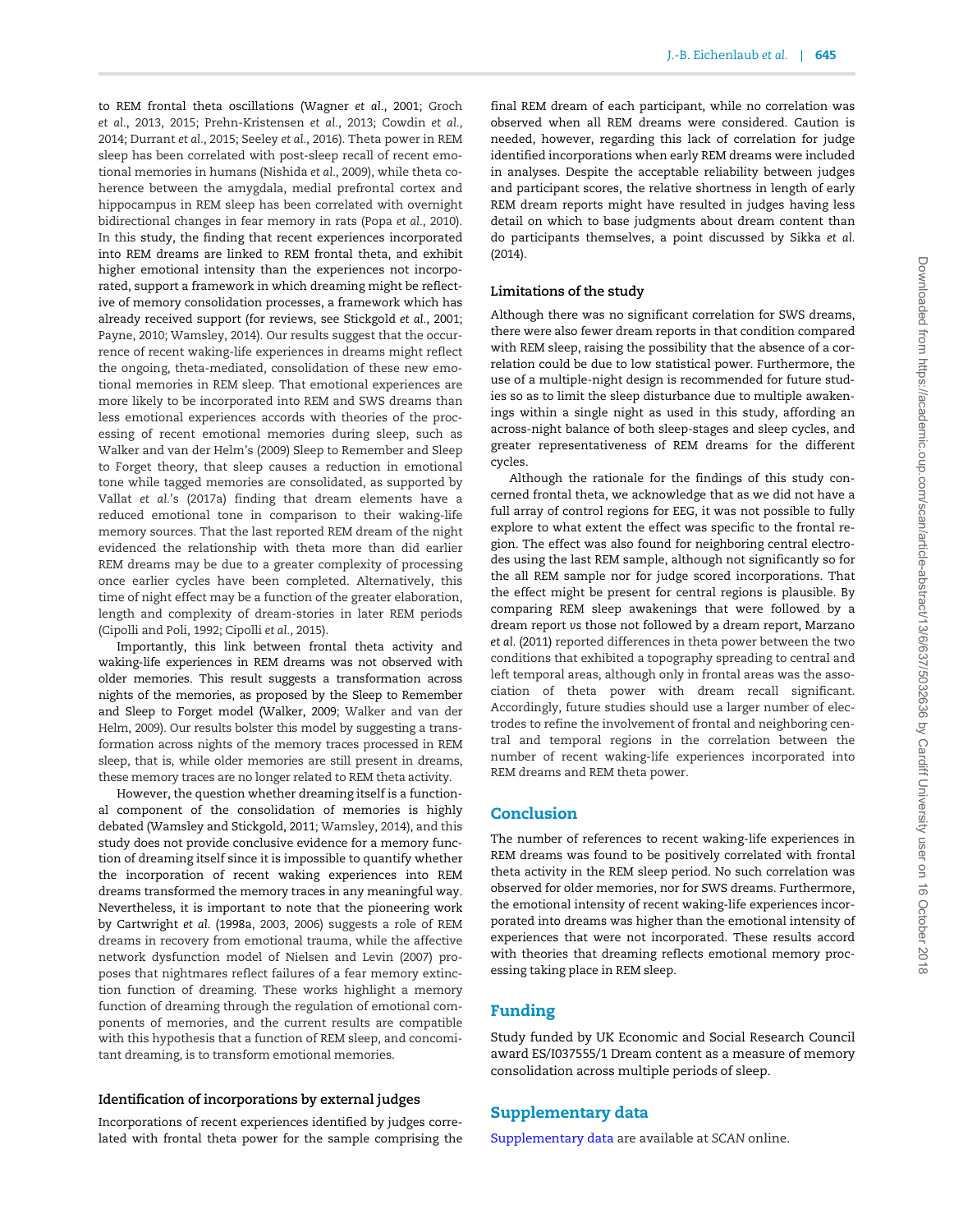to REM frontal theta oscillations (Wagner *et al.*, 2001; Groch *et al.*, 2013, 2015; Prehn-Kristensen *et al.*, 2013; Cowdin *et al.*, 2014; Durrant *et al.*, 2015; Seeley *et al.*, 2016). Theta power in REM sleep has been correlated with post-sleep recall of recent emotional memories in humans (Nishida *et al.*, 2009), while theta coherence between the amygdala, medial prefrontal cortex and hippocampus in REM sleep has been correlated with overnight bidirectional changes in fear memory in rats (Popa *et al.*, 2010). In this study, the finding that recent experiences incorporated into REM dreams are linked to REM frontal theta, and exhibit higher emotional intensity than the experiences not incorporated, support a framework in which dreaming might be reflective of memory consolidation processes, a framework which has already received support (for reviews, see Stickgold *et al.*, 2001; Payne, 2010; Wamsley, 2014). Our results suggest that the occurrence of recent waking-life experiences in dreams might reflect the ongoing, theta-mediated, consolidation of these new emotional memories in REM sleep. That emotional experiences are more likely to be incorporated into REM and SWS dreams than less emotional experiences accords with theories of the processing of recent emotional memories during sleep, such as Walker and van der Helm's (2009) Sleep to Remember and Sleep to Forget theory, that sleep causes a reduction in emotional tone while tagged memories are consolidated, as supported by Vallat *et al.*'s (2017a) finding that dream elements have a reduced emotional tone in comparison to their waking-life memory sources. That the last reported REM dream of the night evidenced the relationship with theta more than did earlier REM dreams may be due to a greater complexity of processing once earlier cycles have been completed. Alternatively, this time of night effect may be a function of the greater elaboration, length and complexity of dream-stories in later REM periods (Cipolli and Poli, 1992; Cipolli *et al.*, 2015).

Importantly, this link between frontal theta activity and waking-life experiences in REM dreams was not observed with older memories. This result suggests a transformation across nights of the memories, as proposed by the Sleep to Remember and Sleep to Forget model (Walker, 2009; Walker and van der Helm, 2009). Our results bolster this model by suggesting a transformation across nights of the memory traces processed in REM sleep, that is, while older memories are still present in dreams, these memory traces are no longer related to REM theta activity.

However, the question whether dreaming itself is a functional component of the consolidation of memories is highly debated (Wamsley and Stickgold, 2011; Wamsley, 2014), and this study does not provide conclusive evidence for a memory function of dreaming itself since it is impossible to quantify whether the incorporation of recent waking experiences into REM dreams transformed the memory traces in any meaningful way. Nevertheless, it is important to note that the pioneering work by Cartwright *et al.* (1998a, 2003, 2006) suggests a role of REM dreams in recovery from emotional trauma, while the affective network dysfunction model of Nielsen and Levin (2007) proposes that nightmares reflect failures of a fear memory extinction function of dreaming. These works highlight a memory function of dreaming through the regulation of emotional components of memories, and the current results are compatible with this hypothesis that a function of REM sleep, and concomitant dreaming, is to transform emotional memories.

### Identification of incorporations by external judges

Incorporations of recent experiences identified by judges correlated with frontal theta power for the sample comprising the final REM dream of each participant, while no correlation was observed when all REM dreams were considered. Caution is needed, however, regarding this lack of correlation for judge identified incorporations when early REM dreams were included in analyses. Despite the acceptable reliability between judges and participant scores, the relative shortness in length of early REM dream reports might have resulted in judges having less detail on which to base judgments about dream content than do participants themselves, a point discussed by Sikka *et al.* (2014).

### Limitations of the study

Although there was no significant correlation for SWS dreams, there were also fewer dream reports in that condition compared with REM sleep, raising the possibility that the absence of a correlation could be due to low statistical power. Furthermore, the use of a multiple-night design is recommended for future studies so as to limit the sleep disturbance due to multiple awakenings within a single night as used in this study, affording an across-night balance of both sleep-stages and sleep cycles, and greater representativeness of REM dreams for the different cycles.

Although the rationale for the findings of this study concerned frontal theta, we acknowledge that as we did not have a full array of control regions for EEG, it was not possible to fully explore to what extent the effect was specific to the frontal region. The effect was also found for neighboring central electrodes using the last REM sample, although not significantly so for the all REM sample nor for judge scored incorporations. That the effect might be present for central regions is plausible. By comparing REM sleep awakenings that were followed by a dream report *vs* those not followed by a dream report, Marzano *et al.* (2011) reported differences in theta power between the two conditions that exhibited a topography spreading to central and left temporal areas, although only in frontal areas was the association of theta power with dream recall significant. Accordingly, future studies should use a larger number of electrodes to refine the involvement of frontal and neighboring central and temporal regions in the correlation between the number of recent waking-life experiences incorporated into REM dreams and REM theta power.

## Conclusion

The number of references to recent waking-life experiences in REM dreams was found to be positively correlated with frontal theta activity in the REM sleep period. No such correlation was observed for older memories, nor for SWS dreams. Furthermore, the emotional intensity of recent waking-life experiences incorporated into dreams was higher than the emotional intensity of experiences that were not incorporated. These results accord with theories that dreaming reflects emotional memory processing taking place in REM sleep.

## Funding

Study funded by UK Economic and Social Research Council award ES/I037555/1 Dream content as a measure of memory consolidation across multiple periods of sleep.

## Supplementary data

Supplementary data are available at *SCAN* online.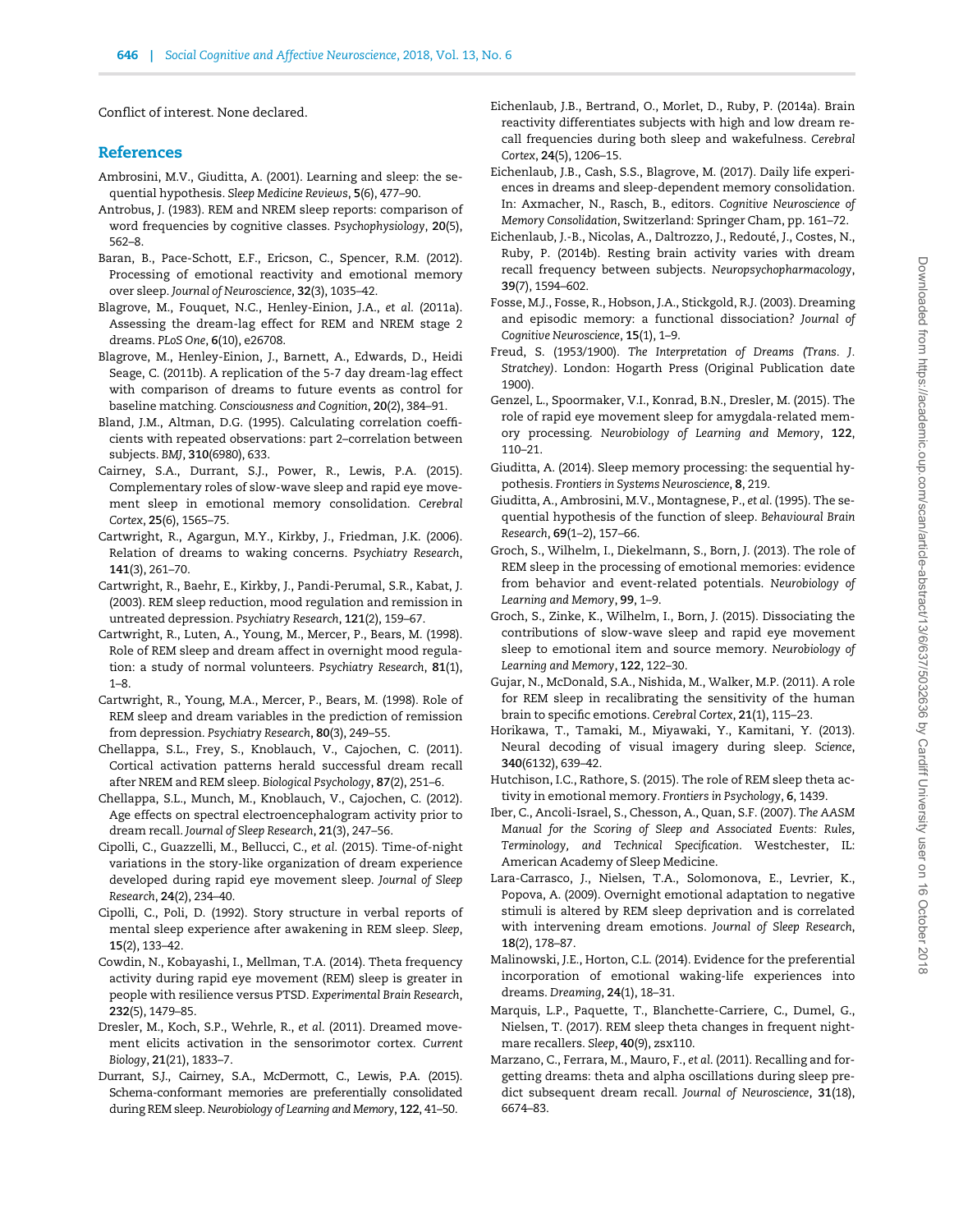Conflict of interest. None declared.

## References

Ambrosini, M.V., Giuditta, A. (2001). Learning and sleep: the sequential hypothesis. *Sleep Medicine Reviews*, **5**(6), 477–90.

Antrobus, J. (1983). REM and NREM sleep reports: comparison of word frequencies by cognitive classes. *Psychophysiology*, **20**(5), 562–8.

Baran, B., Pace-Schott, E.F., Ericson, C., Spencer, R.M. (2012). Processing of emotional reactivity and emotional memory over sleep. *Journal of Neuroscience*, **32**(3), 1035–42.

Blagrove, M., Fouquet, N.C., Henley-Einion, J.A., *et al.* (2011a). Assessing the dream-lag effect for REM and NREM stage 2 dreams. *PLoS One*, **6**(10), e26708.

Blagrove, M., Henley-Einion, J., Barnett, A., Edwards, D., Heidi Seage, C. (2011b). A replication of the 5-7 day dream-lag effect with comparison of dreams to future events as control for baseline matching. *Consciousness and Cognition*, **20**(2), 384–91.

Bland, J.M., Altman, D.G. (1995). Calculating correlation coefficients with repeated observations: part 2–correlation between subjects. *BMJ*, **310**(6980), 633.

Cairney, S.A., Durrant, S.J., Power, R., Lewis, P.A. (2015). Complementary roles of slow-wave sleep and rapid eye movement sleep in emotional memory consolidation. *Cerebral Cortex*, **25**(6), 1565–75.

Cartwright, R., Agargun, M.Y., Kirkby, J., Friedman, J.K. (2006). Relation of dreams to waking concerns. *Psychiatry Research*, **141**(3), 261–70.

Cartwright, R., Baehr, E., Kirkby, J., Pandi-Perumal, S.R., Kabat, J. (2003). REM sleep reduction, mood regulation and remission in untreated depression. *Psychiatry Research*, **121**(2), 159–67.

Cartwright, R., Luten, A., Young, M., Mercer, P., Bears, M. (1998). Role of REM sleep and dream affect in overnight mood regulation: a study of normal volunteers. *Psychiatry Research*, **81**(1), 1–8.

Cartwright, R., Young, M.A., Mercer, P., Bears, M. (1998). Role of REM sleep and dream variables in the prediction of remission from depression. *Psychiatry Research*, **80**(3), 249–55.

Chellappa, S.L., Frey, S., Knoblauch, V., Cajochen, C. (2011). Cortical activation patterns herald successful dream recall after NREM and REM sleep. *Biological Psychology*, **87**(2), 251–6.

Chellappa, S.L., Munch, M., Knoblauch, V., Cajochen, C. (2012). Age effects on spectral electroencephalogram activity prior to dream recall. *Journal of Sleep Research*, **21**(3), 247–56.

Cipolli, C., Guazzelli, M., Bellucci, C., *et al.* (2015). Time-of-night variations in the story-like organization of dream experience developed during rapid eye movement sleep. *Journal of Sleep Research*, **24**(2), 234–40.

Cipolli, C., Poli, D. (1992). Story structure in verbal reports of mental sleep experience after awakening in REM sleep. *Sleep*, **15**(2), 133–42.

Cowdin, N., Kobayashi, I., Mellman, T.A. (2014). Theta frequency activity during rapid eye movement (REM) sleep is greater in people with resilience versus PTSD. *Experimental Brain Research*, **232**(5), 1479–85.

Dresler, M., Koch, S.P., Wehrle, R., *et al.* (2011). Dreamed movement elicits activation in the sensorimotor cortex. *Current Biology*, **21**(21), 1833–7.

Durrant, S.J., Cairney, S.A., McDermott, C., Lewis, P.A. (2015). Schema-conformant memories are preferentially consolidated during REM sleep. *Neurobiology of Learning and Memory*, **122**, 41–50.

Eichenlaub, J.B., Bertrand, O., Morlet, D., Ruby, P. (2014a). Brain reactivity differentiates subjects with high and low dream recall frequencies during both sleep and wakefulness. *Cerebral Cortex*, **24**(5), 1206–15.

Eichenlaub, J.B., Cash, S.S., Blagrove, M. (2017). Daily life experiences in dreams and sleep-dependent memory consolidation. In: Axmacher, N., Rasch, B., editors. *Cognitive Neuroscience of Memory Consolidation*, Switzerland: Springer Cham, pp. 161–72.

Eichenlaub, J.-B., Nicolas, A., Daltrozzo, J., Redouté, J., Costes, N., Ruby, P. (2014b). Resting brain activity varies with dream recall frequency between subjects. *Neuropsychopharmacology*, **39**(7), 1594–602.

Fosse, M.J., Fosse, R., Hobson, J.A., Stickgold, R.J. (2003). Dreaming and episodic memory: a functional dissociation? *Journal of Cognitive Neuroscience*, **15**(1), 1–9.

Freud, S. (1953/1900). *The Interpretation of Dreams (Trans. J. Stratchey)*. London: Hogarth Press (Original Publication date 1900).

Genzel, L., Spoormaker, V.I., Konrad, B.N., Dresler, M. (2015). The role of rapid eye movement sleep for amygdala-related memory processing. *Neurobiology of Learning and Memory*, **122**, 110–21.

Giuditta, A. (2014). Sleep memory processing: the sequential hypothesis. *Frontiers in Systems Neuroscience*, **8**, 219.

Giuditta, A., Ambrosini, M.V., Montagnese, P., *et al.* (1995). The sequential hypothesis of the function of sleep. *Behavioural Brain Research*, **69**(1–2), 157–66.

Groch, S., Wilhelm, I., Diekelmann, S., Born, J. (2013). The role of REM sleep in the processing of emotional memories: evidence from behavior and event-related potentials. *Neurobiology of Learning and Memory*, **99**, 1–9.

Groch, S., Zinke, K., Wilhelm, I., Born, J. (2015). Dissociating the contributions of slow-wave sleep and rapid eye movement sleep to emotional item and source memory. *Neurobiology of Learning and Memory*, **122**, 122–30.

Gujar, N., McDonald, S.A., Nishida, M., Walker, M.P. (2011). A role for REM sleep in recalibrating the sensitivity of the human brain to specific emotions. *Cerebral Cortex*, **21**(1), 115–23.

Horikawa, T., Tamaki, M., Miyawaki, Y., Kamitani, Y. (2013). Neural decoding of visual imagery during sleep. *Science*, **340**(6132), 639–42.

Hutchison, I.C., Rathore, S. (2015). The role of REM sleep theta activity in emotional memory. *Frontiers in Psychology*, **6**, 1439.

Iber, C., Ancoli-Israel, S., Chesson, A., Quan, S.F. (2007). *The AASM Manual for the Scoring of Sleep and Associated Events: Rules, Terminology, and Technical Specification*. Westchester, IL: American Academy of Sleep Medicine.

Lara-Carrasco, J., Nielsen, T.A., Solomonova, E., Levrier, K., Popova, A. (2009). Overnight emotional adaptation to negative stimuli is altered by REM sleep deprivation and is correlated with intervening dream emotions. *Journal of Sleep Research*, **18**(2), 178–87.

Malinowski, J.E., Horton, C.L. (2014). Evidence for the preferential incorporation of emotional waking-life experiences into dreams. *Dreaming*, **24**(1), 18–31.

Marquis, L.P., Paquette, T., Blanchette-Carriere, C., Dumel, G., Nielsen, T. (2017). REM sleep theta changes in frequent nightmare recallers. *Sleep*, **40**(9), zsx110.

Marzano, C., Ferrara, M., Mauro, F., *et al.* (2011). Recalling and forgetting dreams: theta and alpha oscillations during sleep predict subsequent dream recall. *Journal of Neuroscience*, **31**(18), 6674–83.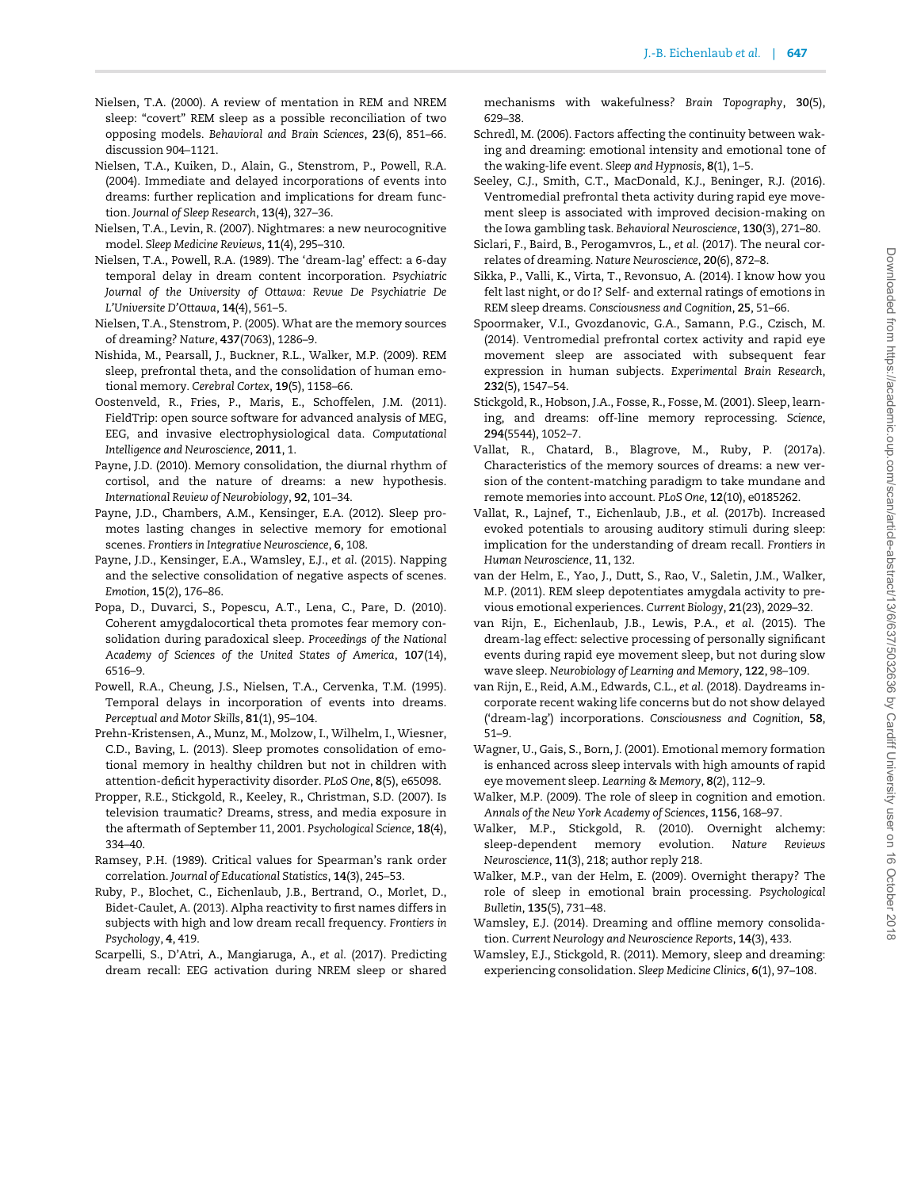Nielsen, T.A. (2000). A review of mentation in REM and NREM sleep: "covert" REM sleep as a possible reconciliation of two opposing models. *Behavioral and Brain Sciences*, **23**(6), 851–66. discussion 904–1121.

Nielsen, T.A., Kuiken, D., Alain, G., Stenstrom, P., Powell, R.A. (2004). Immediate and delayed incorporations of events into dreams: further replication and implications for dream function. *Journal of Sleep Research*, **13**(4), 327–36.

Nielsen, T.A., Levin, R. (2007). Nightmares: a new neurocognitive model. *Sleep Medicine Reviews*, **11**(4), 295–310.

Nielsen, T.A., Powell, R.A. (1989). The 'dream-lag' effect: a 6-day temporal delay in dream content incorporation. *Psychiatric Journal of the University of Ottawa: Revue De Psychiatrie De L'Universite D'Ottawa*, **14**(4), 561–5.

Nielsen, T.A., Stenstrom, P. (2005). What are the memory sources of dreaming? *Nature*, **437**(7063), 1286–9.

Nishida, M., Pearsall, J., Buckner, R.L., Walker, M.P. (2009). REM sleep, prefrontal theta, and the consolidation of human emotional memory. *Cerebral Cortex*, **19**(5), 1158–66.

Oostenveld, R., Fries, P., Maris, E., Schoffelen, J.M. (2011). FieldTrip: open source software for advanced analysis of MEG, EEG, and invasive electrophysiological data. *Computational Intelligence and Neuroscience*, **2011**, 1.

Payne, J.D. (2010). Memory consolidation, the diurnal rhythm of cortisol, and the nature of dreams: a new hypothesis. *International Review of Neurobiology*, **92**, 101–34.

Payne, J.D., Chambers, A.M., Kensinger, E.A. (2012). Sleep promotes lasting changes in selective memory for emotional scenes. *Frontiers in Integrative Neuroscience*, **6**, 108.

Payne, J.D., Kensinger, E.A., Wamsley, E.J., *et al.* (2015). Napping and the selective consolidation of negative aspects of scenes. *Emotion*, **15**(2), 176–86.

Popa, D., Duvarci, S., Popescu, A.T., Lena, C., Pare, D. (2010). Coherent amygdalocortical theta promotes fear memory consolidation during paradoxical sleep. *Proceedings of the National Academy of Sciences of the United States of America*, **107**(14), 6516–9.

Powell, R.A., Cheung, J.S., Nielsen, T.A., Cervenka, T.M. (1995). Temporal delays in incorporation of events into dreams. *Perceptual and Motor Skills*, **81**(1), 95–104.

Prehn-Kristensen, A., Munz, M., Molzow, I., Wilhelm, I., Wiesner, C.D., Baving, L. (2013). Sleep promotes consolidation of emotional memory in healthy children but not in children with attention-deficit hyperactivity disorder. *PLoS One*, **8**(5), e65098.

Propper, R.E., Stickgold, R., Keeley, R., Christman, S.D. (2007). Is television traumatic? Dreams, stress, and media exposure in the aftermath of September 11, 2001. *Psychological Science*, **18**(4), 334–40.

Ramsey, P.H. (1989). Critical values for Spearman's rank order correlation. *Journal of Educational Statistics*, **14**(3), 245–53.

Ruby, P., Blochet, C., Eichenlaub, J.B., Bertrand, O., Morlet, D., Bidet-Caulet, A. (2013). Alpha reactivity to first names differs in subjects with high and low dream recall frequency. *Frontiers in Psychology*, **4**, 419.

Scarpelli, S., D'Atri, A., Mangiaruga, A., *et al.* (2017). Predicting dream recall: EEG activation during NREM sleep or shared mechanisms with wakefulness? *Brain Topography*, **30**(5), 629–38.

Schredl, M. (2006). Factors affecting the continuity between waking and dreaming: emotional intensity and emotional tone of the waking-life event. *Sleep and Hypnosis*, **8**(1), 1–5.

Seeley, C.J., Smith, C.T., MacDonald, K.J., Beninger, R.J. (2016). Ventromedial prefrontal theta activity during rapid eye movement sleep is associated with improved decision-making on the Iowa gambling task. *Behavioral Neuroscience*, **130**(3), 271–80.

Siclari, F., Baird, B., Perogamvros, L., *et al.* (2017). The neural correlates of dreaming. *Nature Neuroscience*, **20**(6), 872–8.

Sikka, P., Valli, K., Virta, T., Revonsuo, A. (2014). I know how you felt last night, or do I? Self- and external ratings of emotions in REM sleep dreams. *Consciousness and Cognition*, **25**, 51–66.

Spoormaker, V.I., Gvozdanovic, G.A., Samann, P.G., Czisch, M. (2014). Ventromedial prefrontal cortex activity and rapid eye movement sleep are associated with subsequent fear expression in human subjects. *Experimental Brain Research*, **232**(5), 1547–54.

Stickgold, R., Hobson, J.A., Fosse, R., Fosse, M. (2001). Sleep, learning, and dreams: off-line memory reprocessing. *Science*, **294**(5544), 1052–7.

Vallat, R., Chatard, B., Blagrove, M., Ruby, P. (2017a). Characteristics of the memory sources of dreams: a new version of the content-matching paradigm to take mundane and remote memories into account. *PLoS One*, **12**(10), e0185262.

Vallat, R., Lajnef, T., Eichenlaub, J.B., *et al.* (2017b). Increased evoked potentials to arousing auditory stimuli during sleep: implication for the understanding of dream recall. *Frontiers in Human Neuroscience*, **11**, 132.

van der Helm, E., Yao, J., Dutt, S., Rao, V., Saletin, J.M., Walker, M.P. (2011). REM sleep depotentiates amygdala activity to previous emotional experiences. *Current Biology*, **21**(23), 2029–32.

van Rijn, E., Eichenlaub, J.B., Lewis, P.A., *et al.* (2015). The dream-lag effect: selective processing of personally significant events during rapid eye movement sleep, but not during slow wave sleep. *Neurobiology of Learning and Memory*, **122**, 98–109.

van Rijn, E., Reid, A.M., Edwards, C.L., *et al.* (2018). Daydreams incorporate recent waking life concerns but do not show delayed ('dream-lag') incorporations. *Consciousness and Cognition*, **58**, 51–9.

Wagner, U., Gais, S., Born, J. (2001). Emotional memory formation is enhanced across sleep intervals with high amounts of rapid eye movement sleep. *Learning & Memory*, **8**(2), 112–9.

Walker, M.P. (2009). The role of sleep in cognition and emotion. *Annals of the New York Academy of Sciences*, **1156**, 168–97.

Walker, M.P., Stickgold, R. (2010). Overnight alchemy: sleep-dependent memory evolution. *Nature Reviews Neuroscience*, **11**(3), 218; author reply 218.

Walker, M.P., van der Helm, E. (2009). Overnight therapy? The role of sleep in emotional brain processing. *Psychological Bulletin*, **135**(5), 731–48.

Wamsley, E.J. (2014). Dreaming and offline memory consolidation. *Current Neurology and Neuroscience Reports*, **14**(3), 433.

Wamsley, E.J., Stickgold, R. (2011). Memory, sleep and dreaming: experiencing consolidation. *Sleep Medicine Clinics*, **6**(1), 97–108.